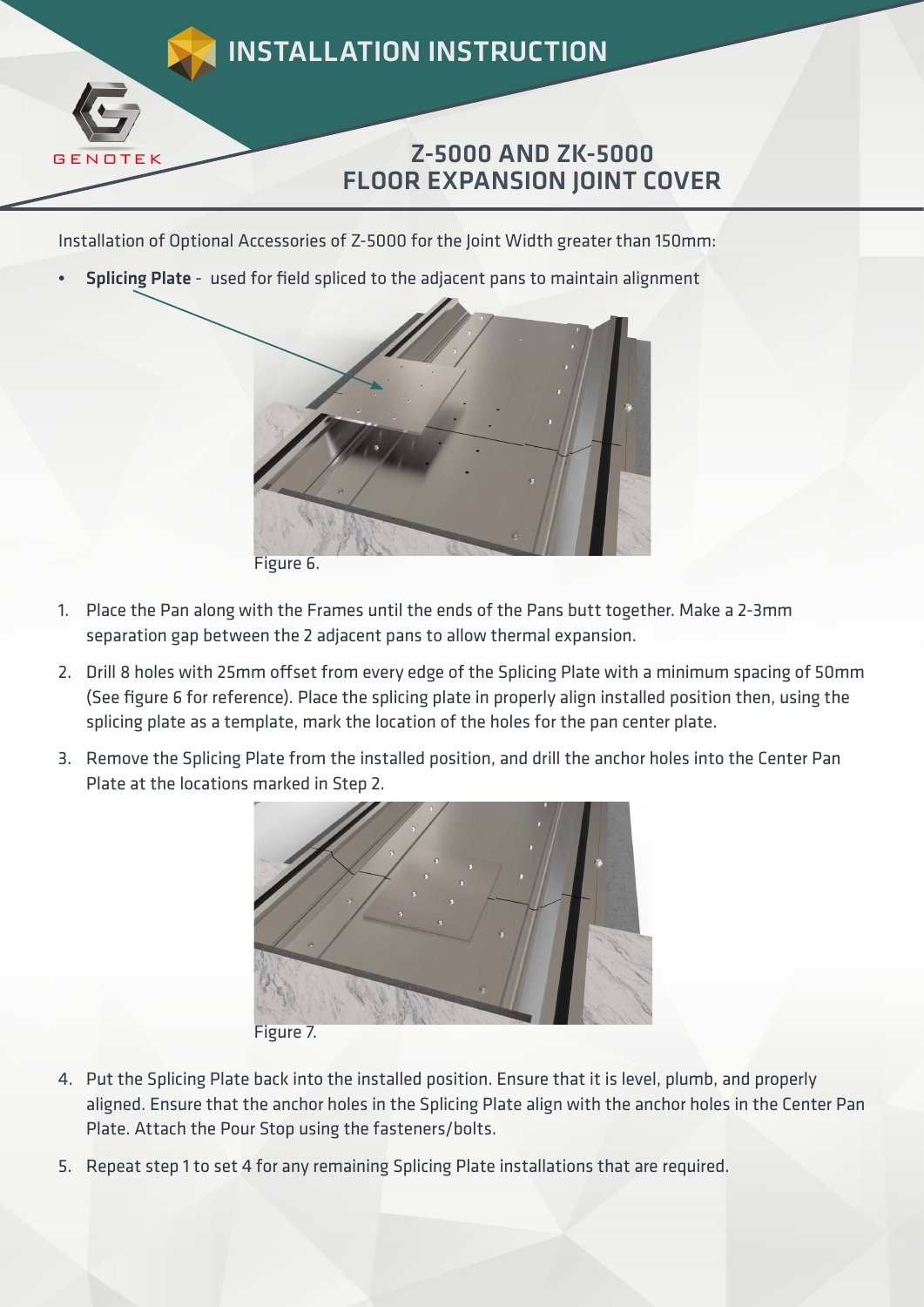# INSTALLATION INSTRUCTION

GENOTEK

## Z-5000 AND ZK-5000 FLOOR EXPANSION JOINT COVER

Installation of Optional Accessories of Z-5000 for the Joint Width greater than 150mm:

- **Splicing Plate** - used for field spliced to the adjacent pans to maintain alignment

Figure 6.

1. Place the Pan along with the Frames until the ends of the Pans butt together. Make a 2-3mm separation gap between the 2 adjacent pans to allow thermal expansion.
2. Drill 8 holes with 25mm offset from every edge of the Splicing Plate with a minimum spacing of 50mm (See figure 6 for reference). Place the splicing plate in properly align installed position then, using the splicing plate as a template, mark the location of the holes for the pan center plate.
3. Remove the Splicing Plate from the installed position, and drill the anchor holes into the Center Pan Plate at the locations marked in Step 2.

Figure 7.

4. Put the Splicing Plate back into the installed position. Ensure that it is level, plumb, and properly aligned. Ensure that the anchor holes in the Splicing Plate align with the anchor holes in the Center Pan Plate. Attach the Pour Stop using the fasteners/bolts.
5. Repeat step 1 to set 4 for any remaining Splicing Plate installations that are required.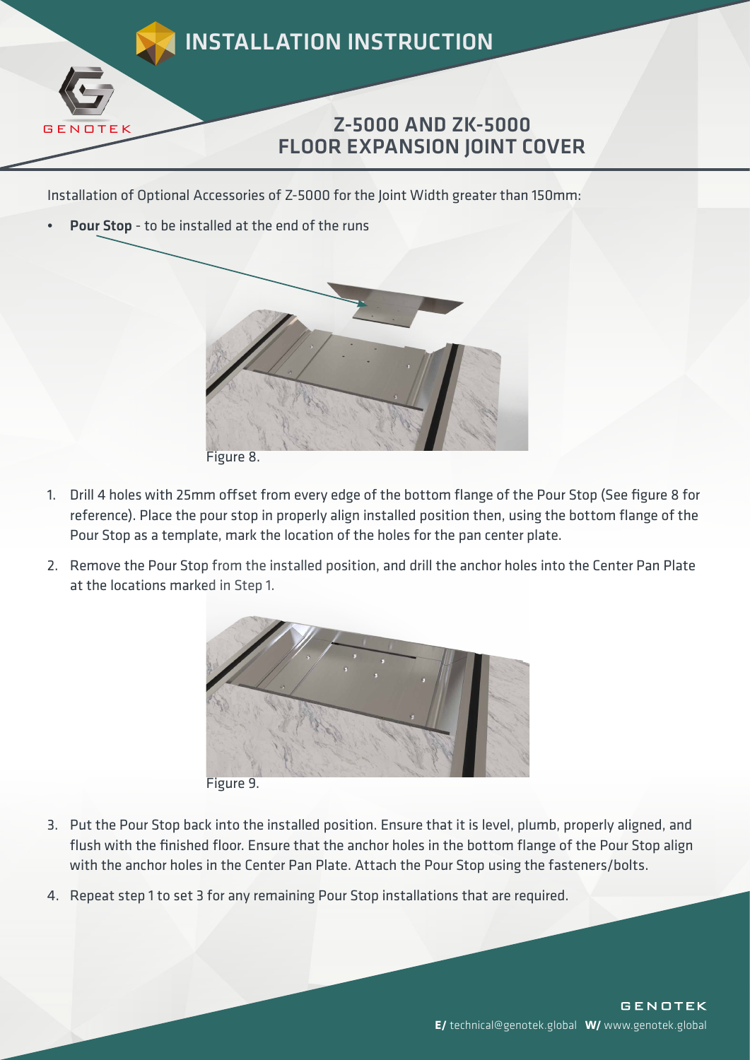# INSTALLATION INSTRUCTION

## Z-5000 AND ZK-5000 FLOOR EXPANSION JOINT COVER

Installation of Optional Accessories of Z-5000 for the Joint Width greater than 150mm:

- **Pour Stop** - to be installed at the end of the runs

Figure 8.

1. Drill 4 holes with 25mm offset from every edge of the bottom flange of the Pour Stop (See figure 8 for reference). Place the pour stop in properly align installed position then, using the bottom flange of the Pour Stop as a template, mark the location of the holes for the pan center plate.
2. Remove the Pour Stop from the installed position, and drill the anchor holes into the Center Pan Plate at the locations marked in Step 1.

Figure 9.

3. Put the Pour Stop back into the installed position. Ensure that it is level, plumb, properly aligned, and flush with the finished floor. Ensure that the anchor holes in the bottom flange of the Pour Stop align with the anchor holes in the Center Pan Plate. Attach the Pour Stop using the fasteners/bolts.
4. Repeat step 1 to set 3 for any remaining Pour Stop installations that are required.

GENOTEK

**E/** technical@genotek.global **W/** www.genotek.global